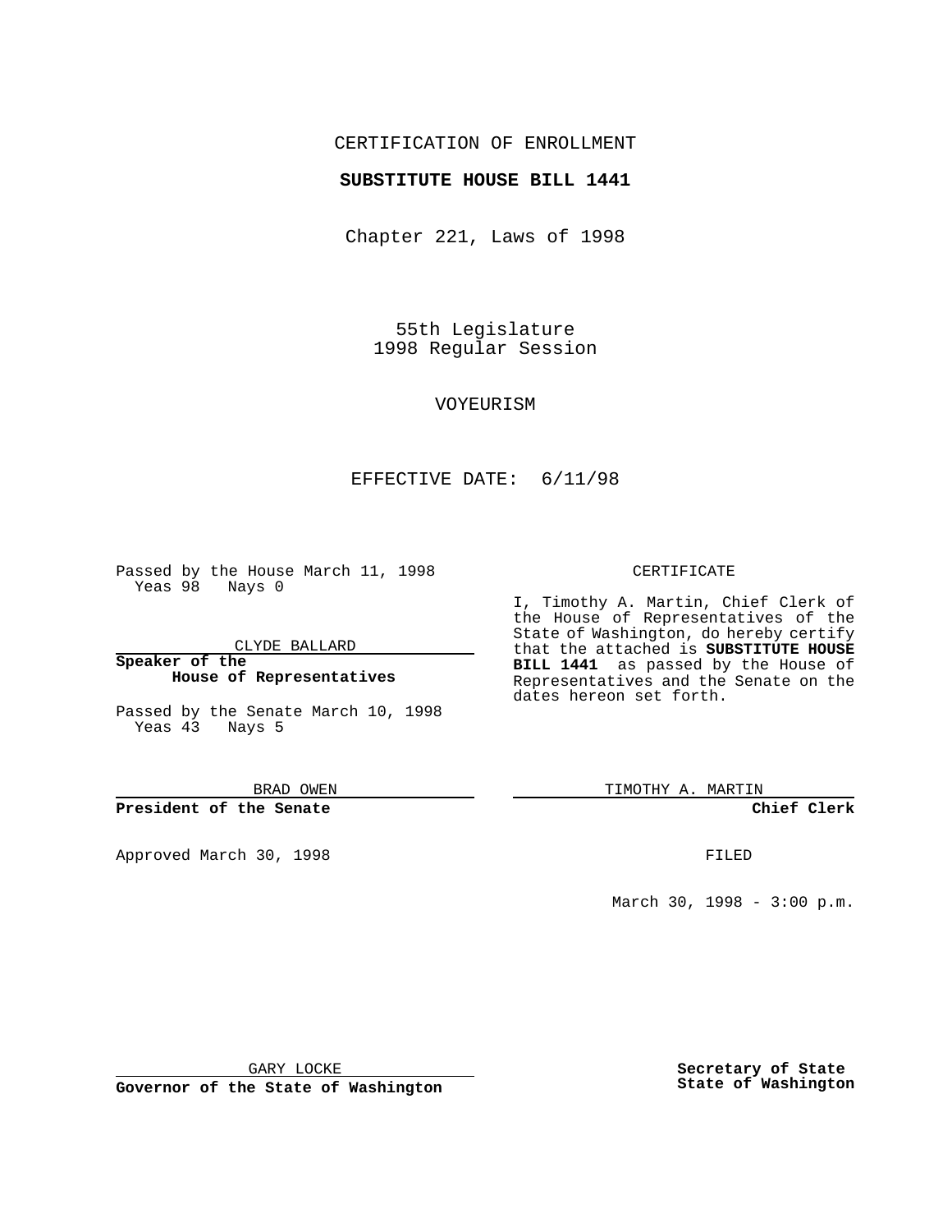CERTIFICATION OF ENROLLMENT

**SUBSTITUTE HOUSE BILL 1441**

Chapter 221, Laws of 1998

55th Legislature
1998 Regular Session

VOYEURISM

EFFECTIVE DATE: 6/11/98

Passed by the House March 11, 1998
Yeas 98 Nays 0

CLYDE BALLARD

**Speaker of the House of Representatives**

Passed by the Senate March 10, 1998
Yeas 43 Nays 5

BRAD OWEN

**President of the Senate**

Approved March 30, 1998

GARY LOCKE

**Governor of the State of Washington**

CERTIFICATE

I, Timothy A. Martin, Chief Clerk of the House of Representatives of the State of Washington, do hereby certify that the attached is **SUBSTITUTE HOUSE BILL 1441** as passed by the House of Representatives and the Senate on the dates hereon set forth.

TIMOTHY A. MARTIN

**Chief Clerk**

FILED

March 30, 1998 - 3:00 p.m.

**Secretary of State**
**State of Washington**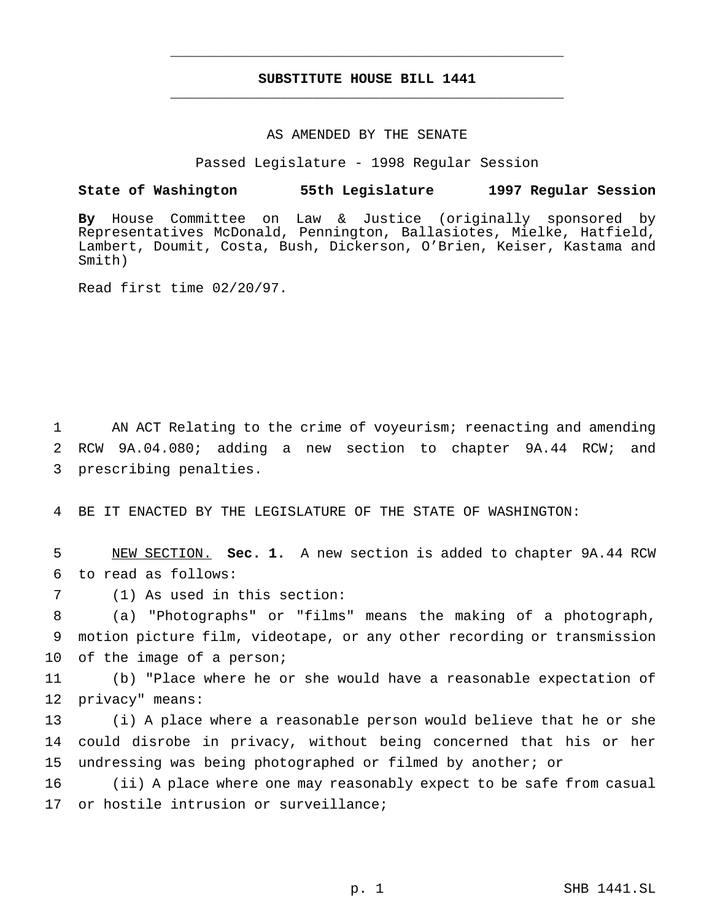# SUBSTITUTE HOUSE BILL 1441

AS AMENDED BY THE SENATE

Passed Legislature - 1998 Regular Session

**State of Washington 55th Legislature 1997 Regular Session**

**By** House Committee on Law & Justice (originally sponsored by Representatives McDonald, Pennington, Ballasiotes, Mielke, Hatfield, Lambert, Doumit, Costa, Bush, Dickerson, O'Brien, Keiser, Kastama and Smith)

Read first time 02/20/97.

1 AN ACT Relating to the crime of voyeurism; reenacting and amending
2 RCW 9A.04.080; adding a new section to chapter 9A.44 RCW; and
3 prescribing penalties.

4 BE IT ENACTED BY THE LEGISLATURE OF THE STATE OF WASHINGTON:

5 NEW SECTION. **Sec. 1.** A new section is added to chapter 9A.44 RCW
6 to read as follows:

7 (1) As used in this section:

8 (a) "Photographs" or "films" means the making of a photograph,
9 motion picture film, videotape, or any other recording or transmission
10 of the image of a person;

11 (b) "Place where he or she would have a reasonable expectation of
12 privacy" means:

13 (i) A place where a reasonable person would believe that he or she
14 could disrobe in privacy, without being concerned that his or her
15 undressing was being photographed or filmed by another; or

16 (ii) A place where one may reasonably expect to be safe from casual
17 or hostile intrusion or surveillance;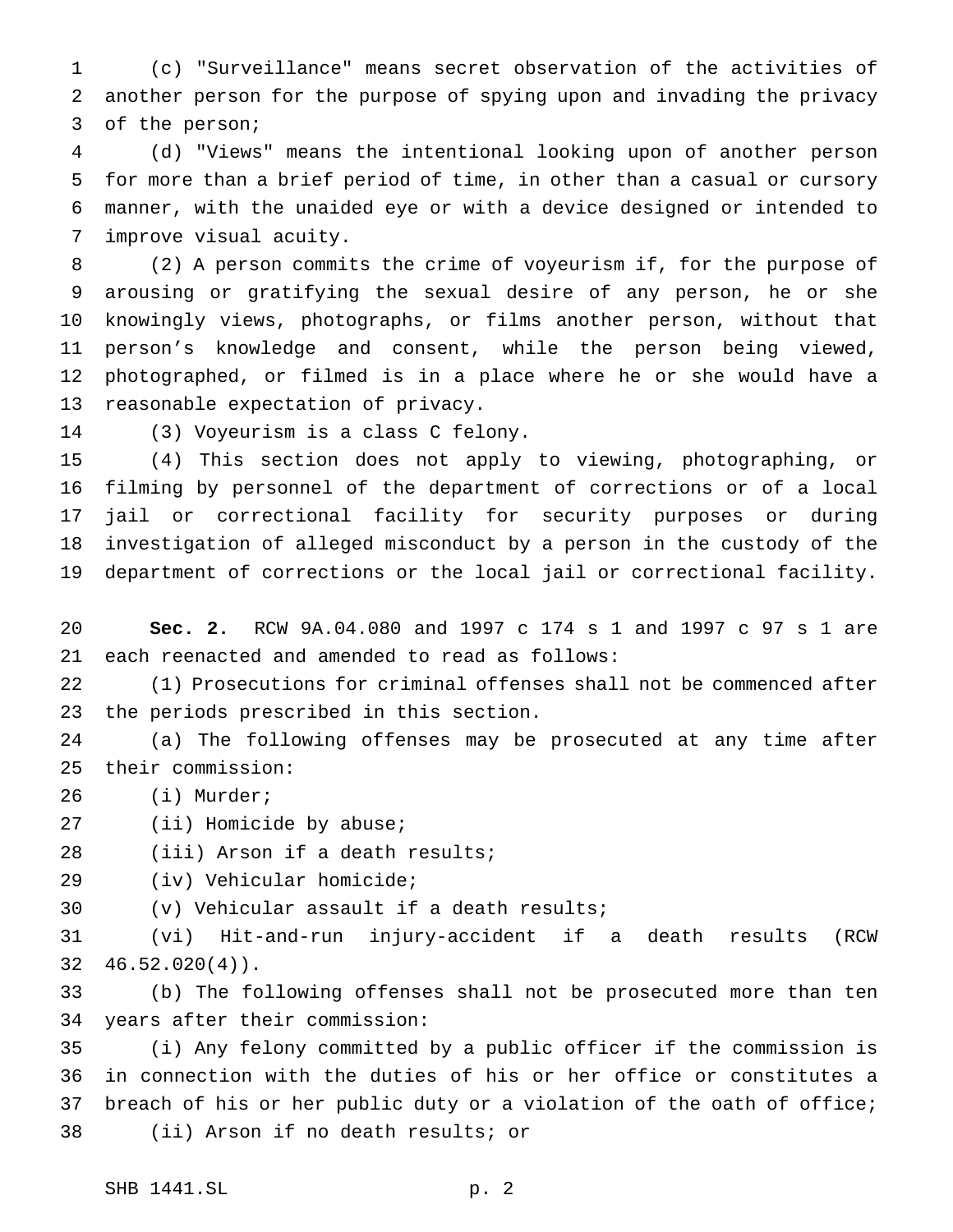(c) "Surveillance" means secret observation of the activities of another person for the purpose of spying upon and invading the privacy of the person;

(d) "Views" means the intentional looking upon of another person for more than a brief period of time, in other than a casual or cursory manner, with the unaided eye or with a device designed or intended to improve visual acuity.

(2) A person commits the crime of voyeurism if, for the purpose of arousing or gratifying the sexual desire of any person, he or she knowingly views, photographs, or films another person, without that person's knowledge and consent, while the person being viewed, photographed, or filmed is in a place where he or she would have a reasonable expectation of privacy.

(3) Voyeurism is a class C felony.

(4) This section does not apply to viewing, photographing, or filming by personnel of the department of corrections or of a local jail or correctional facility for security purposes or during investigation of alleged misconduct by a person in the custody of the department of corrections or the local jail or correctional facility.

**Sec. 2.** RCW 9A.04.080 and 1997 c 174 s 1 and 1997 c 97 s 1 are each reenacted and amended to read as follows:

(1) Prosecutions for criminal offenses shall not be commenced after the periods prescribed in this section.

(a) The following offenses may be prosecuted at any time after their commission:

(i) Murder;

(ii) Homicide by abuse;

(iii) Arson if a death results;

(iv) Vehicular homicide;

(v) Vehicular assault if a death results;

(vi) Hit-and-run injury-accident if a death results (RCW 46.52.020(4)).

(b) The following offenses shall not be prosecuted more than ten years after their commission:

(i) Any felony committed by a public officer if the commission is in connection with the duties of his or her office or constitutes a breach of his or her public duty or a violation of the oath of office;

(ii) Arson if no death results; or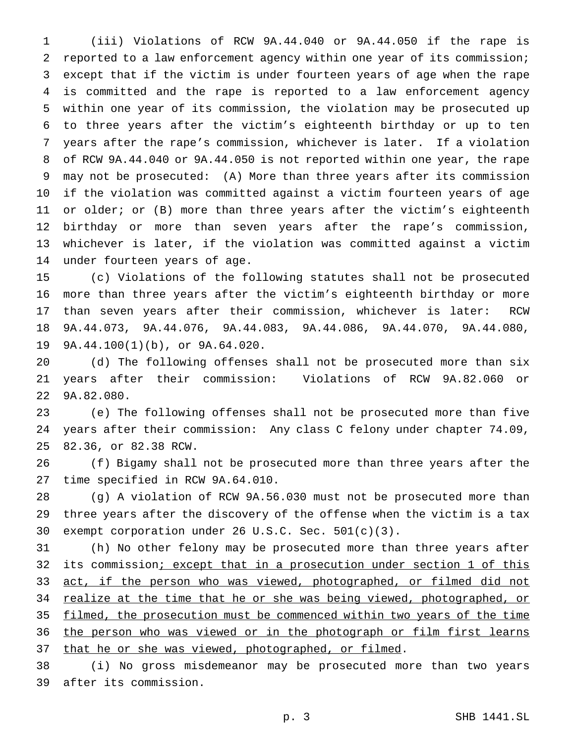(iii) Violations of RCW 9A.44.040 or 9A.44.050 if the rape is reported to a law enforcement agency within one year of its commission; except that if the victim is under fourteen years of age when the rape is committed and the rape is reported to a law enforcement agency within one year of its commission, the violation may be prosecuted up to three years after the victim's eighteenth birthday or up to ten years after the rape's commission, whichever is later. If a violation of RCW 9A.44.040 or 9A.44.050 is not reported within one year, the rape may not be prosecuted: (A) More than three years after its commission if the violation was committed against a victim fourteen years of age or older; or (B) more than three years after the victim's eighteenth birthday or more than seven years after the rape's commission, whichever is later, if the violation was committed against a victim under fourteen years of age.

(c) Violations of the following statutes shall not be prosecuted more than three years after the victim's eighteenth birthday or more than seven years after their commission, whichever is later: RCW 9A.44.073, 9A.44.076, 9A.44.083, 9A.44.086, 9A.44.070, 9A.44.080, 9A.44.100(1)(b), or 9A.64.020.

(d) The following offenses shall not be prosecuted more than six years after their commission: Violations of RCW 9A.82.060 or 9A.82.080.

(e) The following offenses shall not be prosecuted more than five years after their commission: Any class C felony under chapter 74.09, 82.36, or 82.38 RCW.

(f) Bigamy shall not be prosecuted more than three years after the time specified in RCW 9A.64.010.

(g) A violation of RCW 9A.56.030 must not be prosecuted more than three years after the discovery of the offense when the victim is a tax exempt corporation under 26 U.S.C. Sec. 501(c)(3).

(h) No other felony may be prosecuted more than three years after its commission<u>; except that in a prosecution under section 1 of this act, if the person who was viewed, photographed, or filmed did not realize at the time that he or she was being viewed, photographed, or filmed, the prosecution must be commenced within two years of the time the person who was viewed or in the photograph or film first learns that he or she was viewed, photographed, or filmed</u>.

(i) No gross misdemeanor may be prosecuted more than two years after its commission.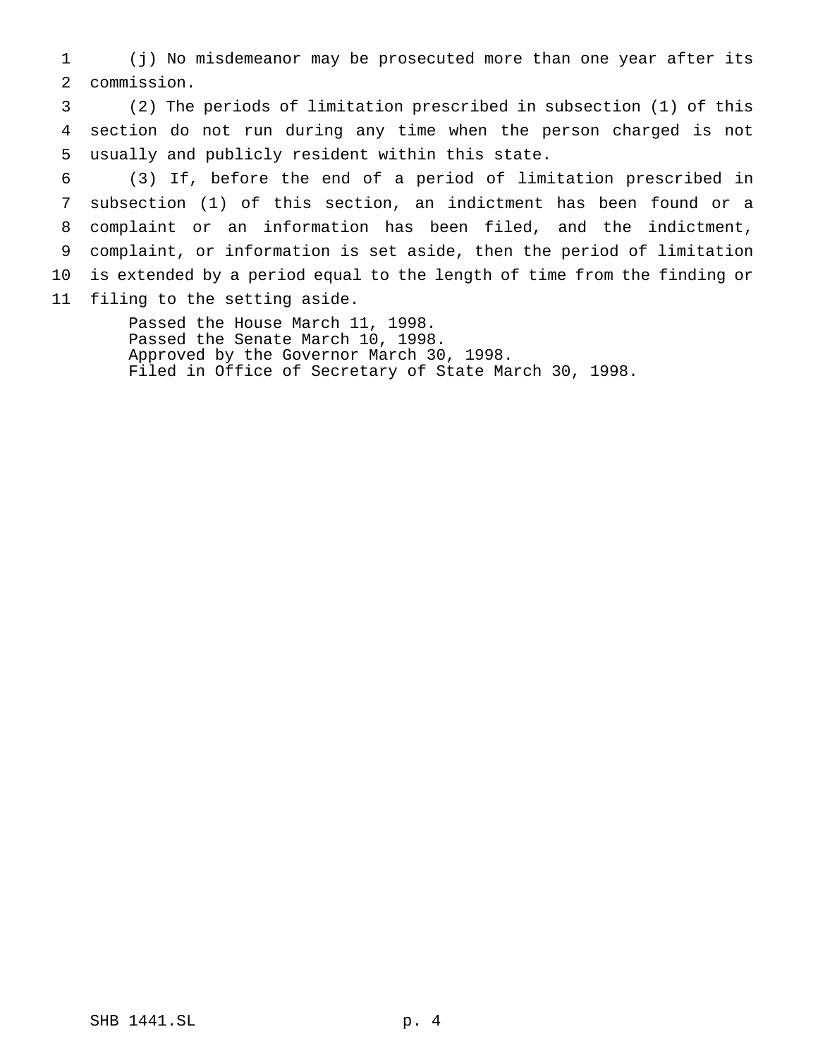(j) No misdemeanor may be prosecuted more than one year after its commission.

(2) The periods of limitation prescribed in subsection (1) of this section do not run during any time when the person charged is not usually and publicly resident within this state.

(3) If, before the end of a period of limitation prescribed in subsection (1) of this section, an indictment has been found or a complaint or an information has been filed, and the indictment, complaint, or information is set aside, then the period of limitation is extended by a period equal to the length of time from the finding or filing to the setting aside.

Passed the House March 11, 1998.
Passed the Senate March 10, 1998.
Approved by the Governor March 30, 1998.
Filed in Office of Secretary of State March 30, 1998.